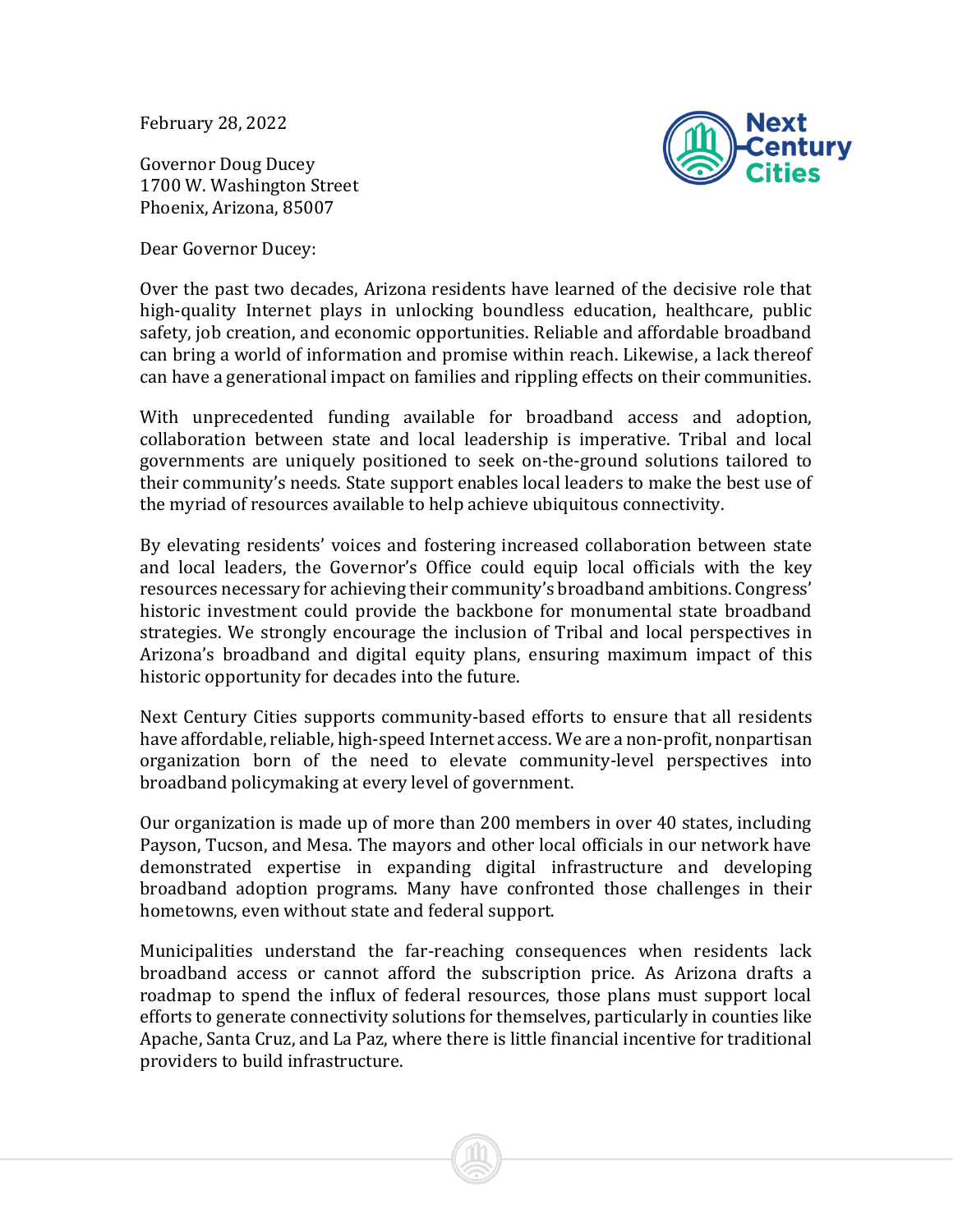February 28, 2022

Governor Doug Ducey
1700 W. Washington Street
Phoenix, Arizona, 85007

Dear Governor Ducey:

Over the past two decades, Arizona residents have learned of the decisive role that high-quality Internet plays in unlocking boundless education, healthcare, public safety, job creation, and economic opportunities. Reliable and affordable broadband can bring a world of information and promise within reach. Likewise, a lack thereof can have a generational impact on families and rippling effects on their communities.

With unprecedented funding available for broadband access and adoption, collaboration between state and local leadership is imperative. Tribal and local governments are uniquely positioned to seek on-the-ground solutions tailored to their community's needs. State support enables local leaders to make the best use of the myriad of resources available to help achieve ubiquitous connectivity.

By elevating residents' voices and fostering increased collaboration between state and local leaders, the Governor's Office could equip local officials with the key resources necessary for achieving their community's broadband ambitions. Congress' historic investment could provide the backbone for monumental state broadband strategies. We strongly encourage the inclusion of Tribal and local perspectives in Arizona's broadband and digital equity plans, ensuring maximum impact of this historic opportunity for decades into the future.

Next Century Cities supports community-based efforts to ensure that all residents have affordable, reliable, high-speed Internet access. We are a non-profit, nonpartisan organization born of the need to elevate community-level perspectives into broadband policymaking at every level of government.

Our organization is made up of more than 200 members in over 40 states, including Payson, Tucson, and Mesa. The mayors and other local officials in our network have demonstrated expertise in expanding digital infrastructure and developing broadband adoption programs. Many have confronted those challenges in their hometowns, even without state and federal support.

Municipalities understand the far-reaching consequences when residents lack broadband access or cannot afford the subscription price. As Arizona drafts a roadmap to spend the influx of federal resources, those plans must support local efforts to generate connectivity solutions for themselves, particularly in counties like Apache, Santa Cruz, and La Paz, where there is little financial incentive for traditional providers to build infrastructure.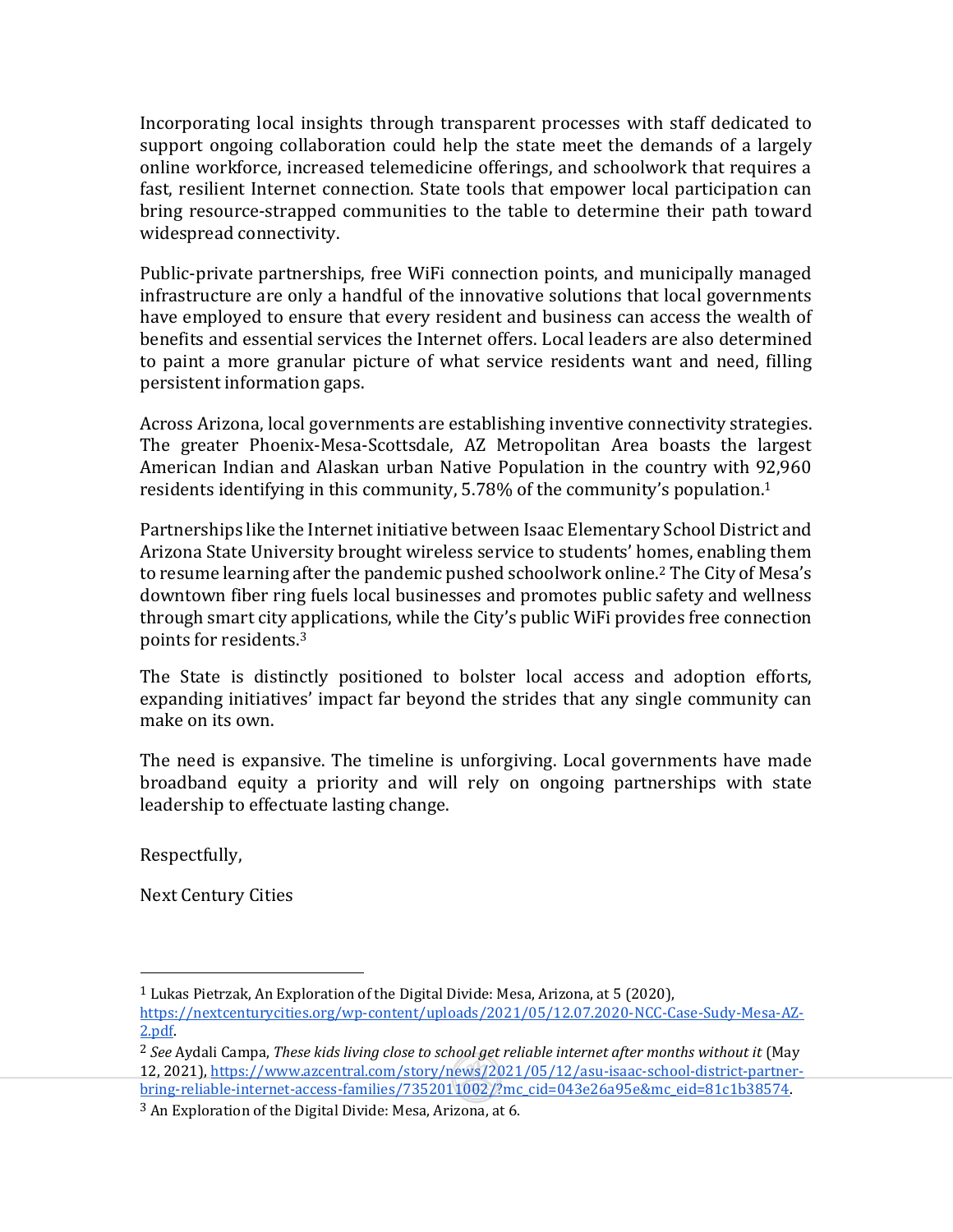Incorporating local insights through transparent processes with staff dedicated to support ongoing collaboration could help the state meet the demands of a largely online workforce, increased telemedicine offerings, and schoolwork that requires a fast, resilient Internet connection. State tools that empower local participation can bring resource-strapped communities to the table to determine their path toward widespread connectivity.

Public-private partnerships, free WiFi connection points, and municipally managed infrastructure are only a handful of the innovative solutions that local governments have employed to ensure that every resident and business can access the wealth of benefits and essential services the Internet offers. Local leaders are also determined to paint a more granular picture of what service residents want and need, filling persistent information gaps.

Across Arizona, local governments are establishing inventive connectivity strategies. The greater Phoenix-Mesa-Scottsdale, AZ Metropolitan Area boasts the largest American Indian and Alaskan urban Native Population in the country with 92,960 residents identifying in this community, 5.78% of the community's population.[1]

Partnerships like the Internet initiative between Isaac Elementary School District and Arizona State University brought wireless service to students' homes, enabling them to resume learning after the pandemic pushed schoolwork online.[2] The City of Mesa's downtown fiber ring fuels local businesses and promotes public safety and wellness through smart city applications, while the City's public WiFi provides free connection points for residents.[3]

The State is distinctly positioned to bolster local access and adoption efforts, expanding initiatives' impact far beyond the strides that any single community can make on its own.

The need is expansive. The timeline is unforgiving. Local governments have made broadband equity a priority and will rely on ongoing partnerships with state leadership to effectuate lasting change.

Respectfully,

Next Century Cities

---

[1] Lukas Pietrzak, An Exploration of the Digital Divide: Mesa, Arizona, at 5 (2020), https://nextcenturycities.org/wp-content/uploads/2021/05/12.07.2020-NCC-Case-Sudy-Mesa-AZ-2.pdf.

[2] *See* Aydali Campa, *These kids living close to school get reliable internet after months without it* (May 12, 2021), https://www.azcentral.com/story/news/2021/05/12/asu-isaac-school-district-partner-bring-reliable-internet-access-families/7352011002/?mc_cid=043e26a95e&mc_eid=81c1b38574.

[3] An Exploration of the Digital Divide: Mesa, Arizona, at 6.